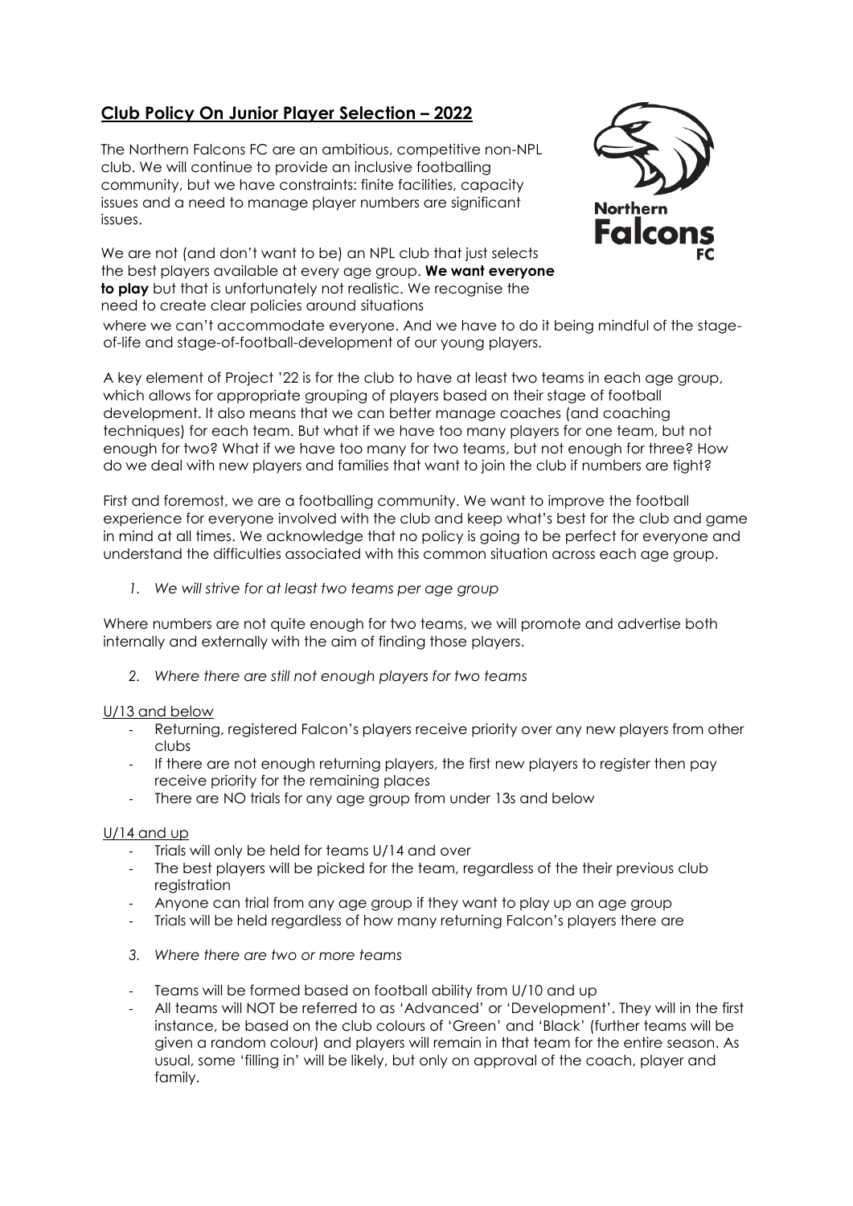# **Club Policy On Junior Player Selection – 2022**

The Northern Falcons FC are an ambitious, competitive non-NPL club. We will continue to provide an inclusive footballing community, but we have constraints: finite facilities, capacity issues and a need to manage player numbers are significant issues.

We are not (and don't want to be) an NPL club that just selects the best players available at every age group. **We want everyone to play** but that is unfortunately not realistic. We recognise the need to create clear policies around situations where we can't accommodate everyone. And we have to do it being mindful of the stage-of-life and stage-of-football-development of our young players.

A key element of Project '22 is for the club to have at least two teams in each age group, which allows for appropriate grouping of players based on their stage of football development. It also means that we can better manage coaches (and coaching techniques) for each team. But what if we have too many players for one team, but not enough for two? What if we have too many for two teams, but not enough for three? How do we deal with new players and families that want to join the club if numbers are tight?

First and foremost, we are a footballing community. We want to improve the football experience for everyone involved with the club and keep what's best for the club and game in mind at all times. We acknowledge that no policy is going to be perfect for everyone and understand the difficulties associated with this common situation across each age group.

1. *We will strive for at least two teams per age group*

Where numbers are not quite enough for two teams, we will promote and advertise both internally and externally with the aim of finding those players.

2. *Where there are still not enough players for two teams*

U/13 and below

- Returning, registered Falcon's players receive priority over any new players from other clubs
- If there are not enough returning players, the first new players to register then pay receive priority for the remaining places
- There are NO trials for any age group from under 13s and below

U/14 and up

- Trials will only be held for teams U/14 and over
- The best players will be picked for the team, regardless of the their previous club registration
- Anyone can trial from any age group if they want to play up an age group
- Trials will be held regardless of how many returning Falcon's players there are

3. *Where there are two or more teams*

- Teams will be formed based on football ability from U/10 and up
- All teams will NOT be referred to as 'Advanced' or 'Development'. They will in the first instance, be based on the club colours of 'Green' and 'Black' (further teams will be given a random colour) and players will remain in that team for the entire season. As usual, some 'filling in' will be likely, but only on approval of the coach, player and family.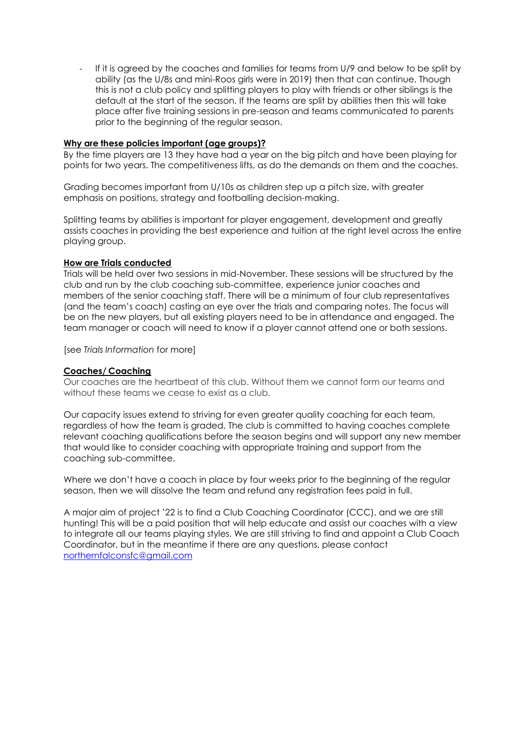- If it is agreed by the coaches and families for teams from U/9 and below to be split by ability (as the U/8s and mini-Roos girls were in 2019) then that can continue. Though this is not a club policy and splitting players to play with friends or other siblings is the default at the start of the season. If the teams are split by abilities then this will take place after five training sessions in pre-season and teams communicated to parents prior to the beginning of the regular season.

**Why are these policies important (age groups)?**

By the time players are 13 they have had a year on the big pitch and have been playing for points for two years. The competitiveness lifts, as do the demands on them and the coaches.

Grading becomes important from U/10s as children step up a pitch size, with greater emphasis on positions, strategy and footballing decision-making.

Splitting teams by abilities is important for player engagement, development and greatly assists coaches in providing the best experience and tuition at the right level across the entire playing group.

**How are Trials conducted**

Trials will be held over two sessions in mid-November. These sessions will be structured by the club and run by the club coaching sub-committee, experience junior coaches and members of the senior coaching staff. There will be a minimum of four club representatives (and the team's coach) casting an eye over the trials and comparing notes. The focus will be on the new players, but all existing players need to be in attendance and engaged. The team manager or coach will need to know if a player cannot attend one or both sessions.

[see *Trials Information* for more]

**Coaches/ Coaching**

Our coaches are the heartbeat of this club. Without them we cannot form our teams and without these teams we cease to exist as a club.

Our capacity issues extend to striving for even greater quality coaching for each team, regardless of how the team is graded. The club is committed to having coaches complete relevant coaching qualifications before the season begins and will support any new member that would like to consider coaching with appropriate training and support from the coaching sub-committee.

Where we don't have a coach in place by four weeks prior to the beginning of the regular season, then we will dissolve the team and refund any registration fees paid in full.

A major aim of project '22 is to find a Club Coaching Coordinator (CCC), and we are still hunting! This will be a paid position that will help educate and assist our coaches with a view to integrate all our teams playing styles. We are still striving to find and appoint a Club Coach Coordinator, but in the meantime if there are any questions, please contact northernfalconsfc@gmail.com